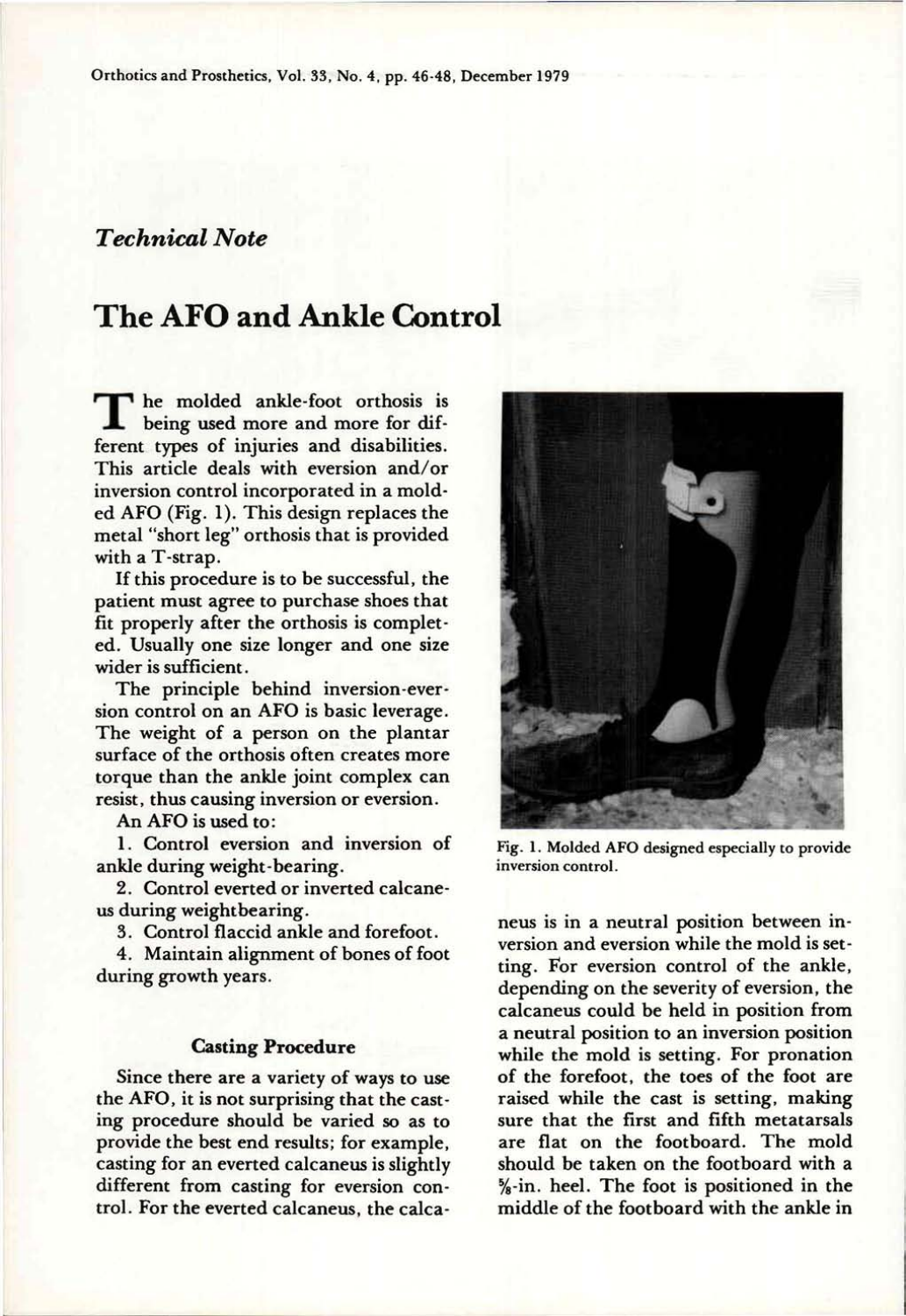*Technical Note*

# The AFO and Ankle Control

The molded ankle-foot orthosis is being used more and more for different types of injuries and disabilities. This article deals with eversion and/or inversion control incorporated in a molded AFO (Fig. 1). This design replaces the metal "short leg" orthosis that is provided with a T-strap.

If this procedure is to be successful, the patient must agree to purchase shoes that fit properly after the orthosis is completed. Usually one size longer and one size wider is sufficient.

The principle behind inversion-eversion control on an AFO is basic leverage. The weight of a person on the plantar surface of the orthosis often creates more torque than the ankle joint complex can resist, thus causing inversion or eversion.

An AFO is used to:

1. Control eversion and inversion of ankle during weight-bearing.
2. Control everted or inverted calcaneus during weightbearing.
3. Control flaccid ankle and forefoot.
4. Maintain alignment of bones of foot during growth years.

### Casting Procedure

Since there are a variety of ways to use the AFO, it is not surprising that the casting procedure should be varied so as to provide the best end results; for example, casting for an everted calcaneus is slightly different from casting for eversion control. For the everted calcaneus, the calcaneus is in a neutral position between inversion and eversion while the mold is setting. For eversion control of the ankle, depending on the severity of eversion, the calcaneus could be held in position from a neutral position to an inversion position while the mold is setting. For pronation of the forefoot, the toes of the foot are raised while the cast is setting, making sure that the first and fifth metatarsals are flat on the footboard. The mold should be taken on the footboard with a ⅝-in. heel. The foot is positioned in the middle of the footboard with the ankle in

Fig. 1. Molded AFO designed especially to provide inversion control.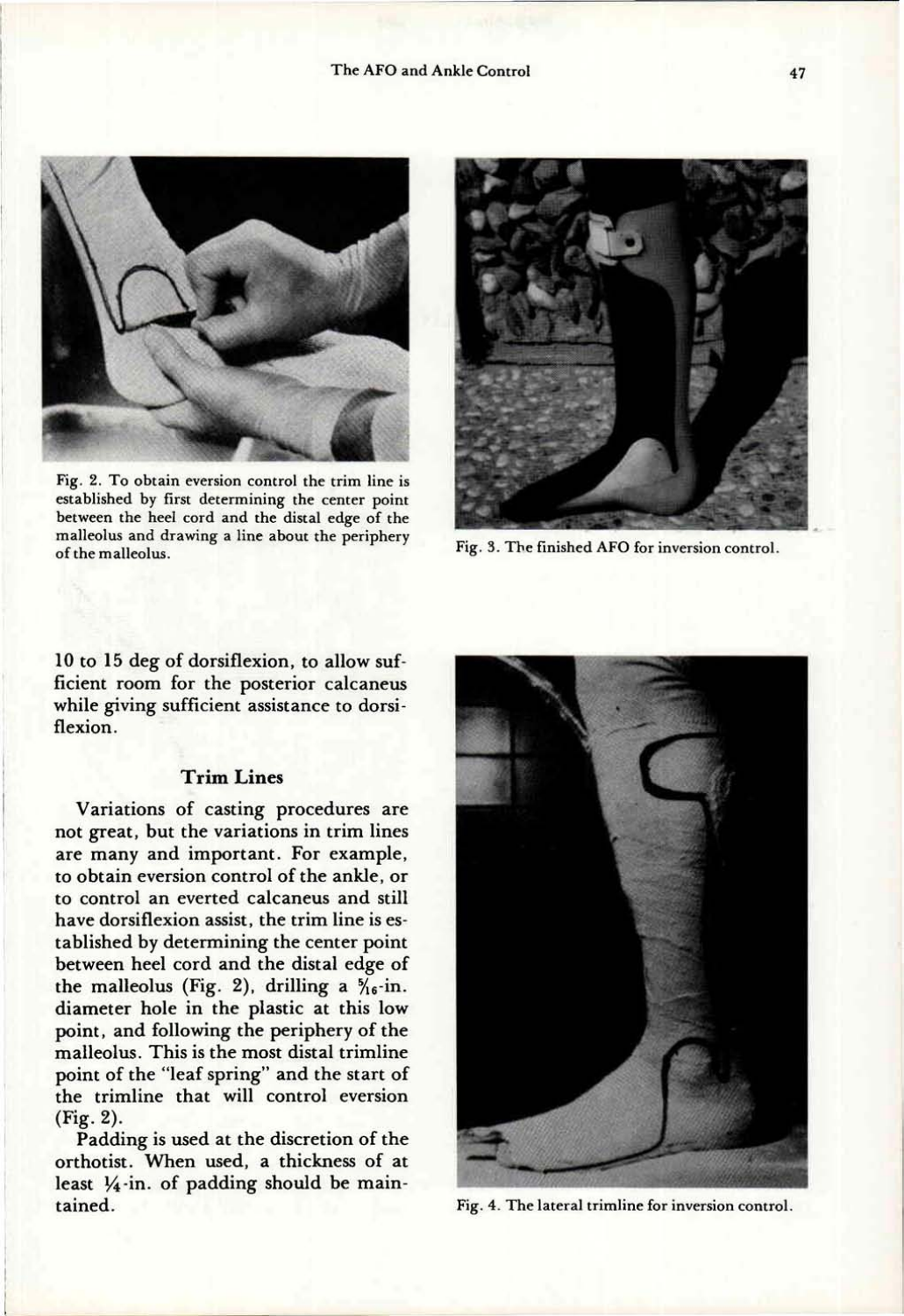Fig. 2. To obtain eversion control the trim line is established by first determining the center point between the heel cord and the distal edge of the malleolus and drawing a line about the periphery of the malleolus.

Fig. 3. The finished AFO for inversion control.

10 to 15 deg of dorsiflexion, to allow sufficient room for the posterior calcaneus while giving sufficient assistance to dorsiflexion.

### Trim Lines

Variations of casting procedures are not great, but the variations in trim lines are many and important. For example, to obtain eversion control of the ankle, or to control an everted calcaneus and still have dorsiflexion assist, the trim line is established by determining the center point between heel cord and the distal edge of the malleolus (Fig. 2), drilling a $\frac{5}{16}$-in. diameter hole in the plastic at this low point, and following the periphery of the malleolus. This is the most distal trimline point of the "leaf spring" and the start of the trimline that will control eversion (Fig. 2).

Padding is used at the discretion of the orthotist. When used, a thickness of at least $\frac{1}{4}$-in. of padding should be maintained.

Fig. 4. The lateral trimline for inversion control.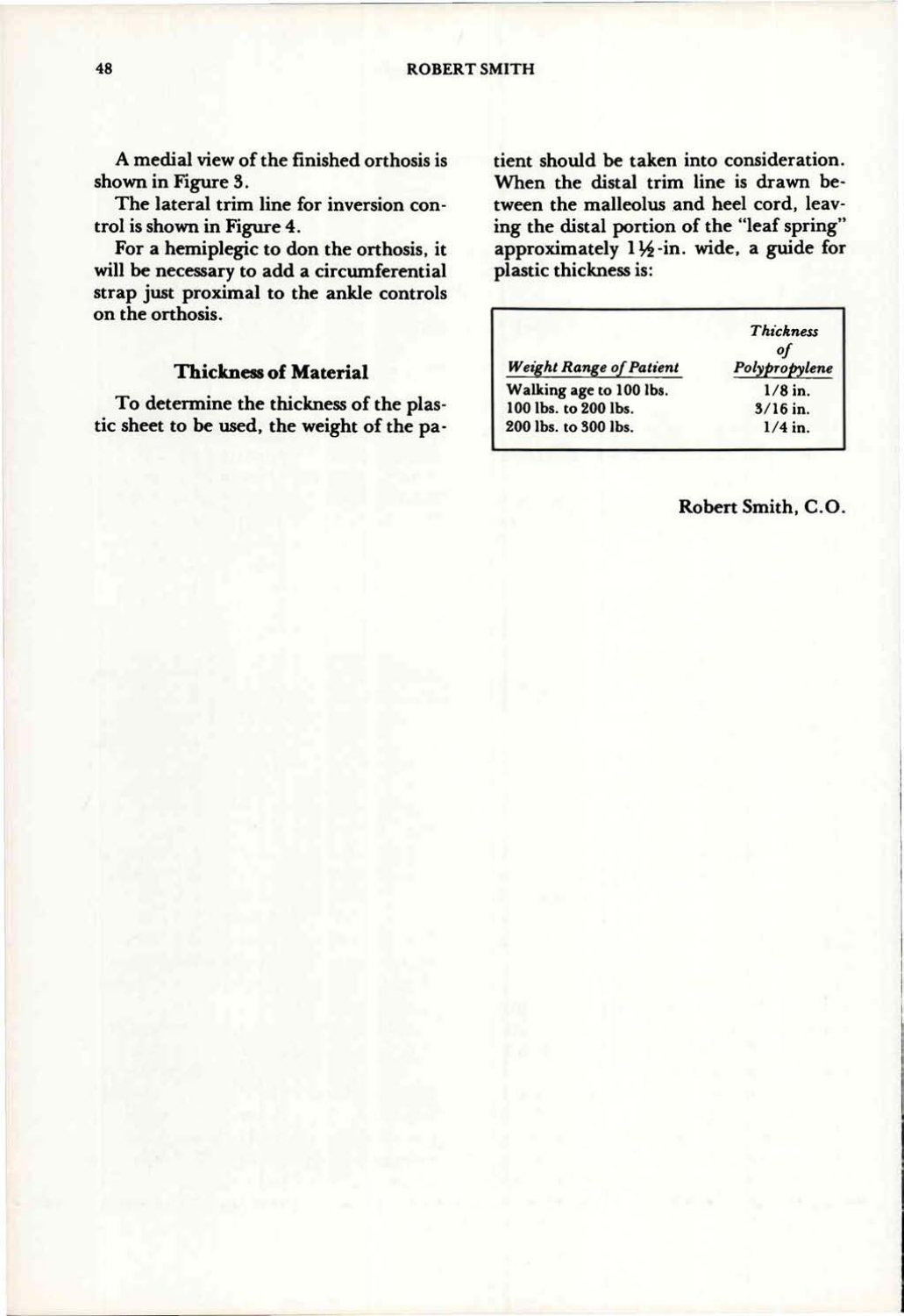A medial view of the finished orthosis is shown in Figure 3.

The lateral trim line for inversion control is shown in Figure 4.

For a hemiplegic to don the orthosis, it will be necessary to add a circumferential strap just proximal to the ankle controls on the orthosis.

### Thickness of Material

To determine the thickness of the plastic sheet to be used, the weight of the patient should be taken into consideration. When the distal trim line is drawn between the malleolus and heel cord, leaving the distal portion of the "leaf spring" approximately 1½-in. wide, a guide for plastic thickness is:

| *Weight Range of Patient* | *Thickness of Polypropylene* |
|---|---|
| Walking age to 100 lbs. | 1/8 in. |
| 100 lbs. to 200 lbs. | 3/16 in. |
| 200 lbs. to 300 lbs. | 1/4 in. |

Robert Smith, C.O.